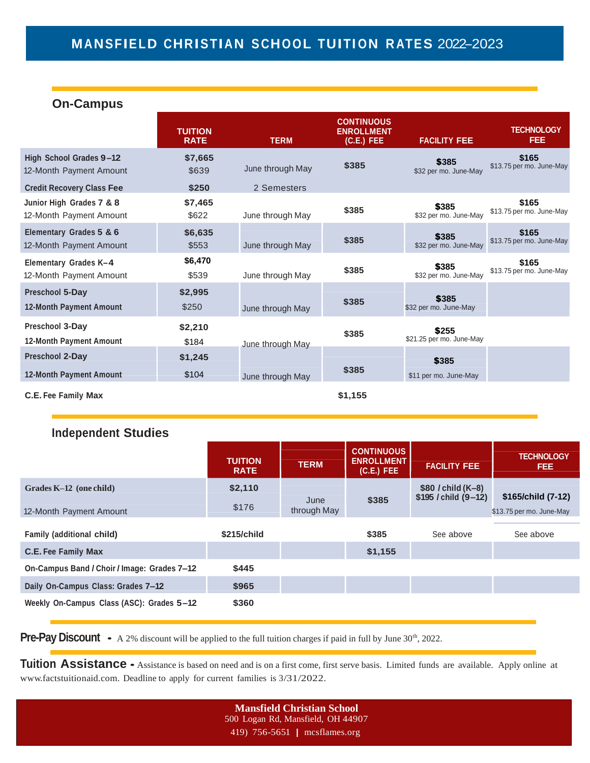# MANSFIELD CHRISTIAN SCHOOL TUITION RATES 2022–2023

## On-Campus

| | TUITION RATE | TERM | CONTINUOUS ENROLLMENT (C.E.) FEE | FACILITY FEE | TECHNOLOGY FEE |
|---|---|---|---|---|---|
| **High School Grades 9–12** | **$7,665** | | | **$385** | **$165** |
| 12-Month Payment Amount | $639 | June through May | **$385** | $32 per mo. June-May | $13.75 per mo. June-May |
| **Credit Recovery Class Fee** | **$250** | 2 Semesters | | | |
| **Junior High Grades 7 & 8** | **$7,465** | | | **$385** | **$165** |
| 12-Month Payment Amount | $622 | June through May | **$385** | $32 per mo. June-May | $13.75 per mo. June-May |
| **Elementary Grades 5 & 6** | **$6,635** | | | **$385** | **$165** |
| 12-Month Payment Amount | $553 | June through May | **$385** | $32 per mo. June-May | $13.75 per mo. June-May |
| **Elementary Grades K–4** | **$6,470** | | | **$385** | **$165** |
| 12-Month Payment Amount | $539 | June through May | **$385** | $32 per mo. June-May | $13.75 per mo. June-May |
| **Preschool 5-Day** | **$2,995** | | | **$385** | |
| **12-Month Payment Amount** | $250 | June through May | **$385** | $32 per mo. June-May | |
| **Preschool 3-Day** | **$2,210** | | | **$255** | |
| **12-Month Payment Amount** | $184 | June through May | **$385** | $21.25 per mo. June-May | |
| **Preschool 2-Day** | **$1,245** | | | **$385** | |
| **12-Month Payment Amount** | $104 | June through May | **$385** | $11 per mo. June-May | |
| **C.E. Fee Family Max** | | | **$1,155** | | |

## Independent Studies

| | TUITION RATE | TERM | CONTINUOUS ENROLLMENT (C.E.) FEE | FACILITY FEE | TECHNOLOGY FEE |
|---|---|---|---|---|---|
| **Grades K–12 (one child)** | **$2,110** | | | **$80 / child (K–8)** **$195 / child (9–12)** | **$165/child (7-12)** |
| 12-Month Payment Amount | $176 | June through May | **$385** | | $13.75 per mo. June-May |
| **Family (additional child)** | **$215/child** | | **$385** | See above | See above |
| **C.E. Fee Family Max** | | | **$1,155** | | |
| **On-Campus Band / Choir / Image: Grades 7–12** | **$445** | | | | |
| **Daily On-Campus Class: Grades 7–12** | **$965** | | | | |
| **Weekly On-Campus Class (ASC): Grades 5–12** | **$360** | | | | |

**Pre-Pay Discount** - A 2% discount will be applied to the full tuition charges if paid in full by June 30th, 2022.

**Tuition Assistance** - Assistance is based on need and is on a first come, first serve basis. Limited funds are available. Apply online at www.factstuitionaid.com. Deadline to apply for current families is 3/31/2022.

**Mansfield Christian School**
500 Logan Rd, Mansfield, OH 44907
419) 756-5651 | mcsflames.org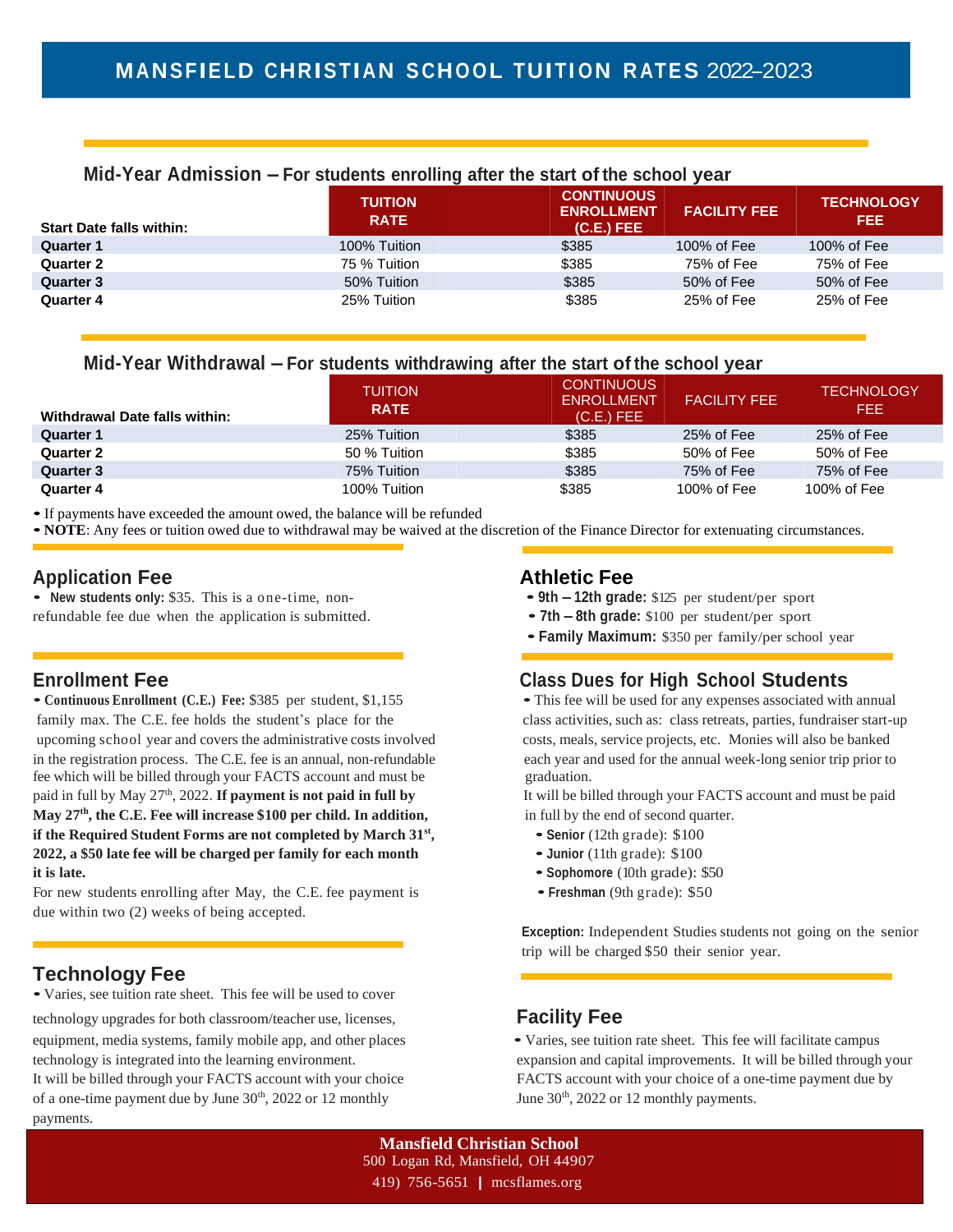# MANSFIELD CHRISTIAN SCHOOL TUITION RATES 2022–2023

## Mid-Year Admission – For students enrolling after the start of the school year

| Start Date falls within: | TUITION RATE | CONTINUOUS ENROLLMENT (C.E.) FEE | FACILITY FEE | TECHNOLOGY FEE |
|---|---|---|---|---|
| **Quarter 1** | 100% Tuition | $385 | 100% of Fee | 100% of Fee |
| **Quarter 2** | 75 % Tuition | $385 | 75% of Fee | 75% of Fee |
| **Quarter 3** | 50% Tuition | $385 | 50% of Fee | 50% of Fee |
| **Quarter 4** | 25% Tuition | $385 | 25% of Fee | 25% of Fee |

## Mid-Year Withdrawal – For students withdrawing after the start of the school year

| Withdrawal Date falls within: | TUITION RATE | CONTINUOUS ENROLLMENT (C.E.) FEE | FACILITY FEE | TECHNOLOGY FEE |
|---|---|---|---|---|
| **Quarter 1** | 25% Tuition | $385 | 25% of Fee | 25% of Fee |
| **Quarter 2** | 50 % Tuition | $385 | 50% of Fee | 50% of Fee |
| **Quarter 3** | 75% Tuition | $385 | 75% of Fee | 75% of Fee |
| **Quarter 4** | 100% Tuition | $385 | 100% of Fee | 100% of Fee |

- If payments have exceeded the amount owed, the balance will be refunded
- **NOTE**: Any fees or tuition owed due to withdrawal may be waived at the discretion of the Finance Director for extenuating circumstances.

## Application Fee

- **New students only:** $35. This is a one-time, non-refundable fee due when the application is submitted.

## Enrollment Fee

- **Continuous Enrollment (C.E.) Fee:** $385 per student, $1,155 family max. The C.E. fee holds the student's place for the upcoming school year and covers the administrative costs involved in the registration process. The C.E. fee is an annual, non-refundable fee which will be billed through your FACTS account and must be paid in full by May 27th, 2022. **If payment is not paid in full by May 27th, the C.E. Fee will increase $100 per child. In addition, if the Required Student Forms are not completed by March 31st, 2022, a $50 late fee will be charged per family for each month it is late.**

For new students enrolling after May, the C.E. fee payment is due within two (2) weeks of being accepted.

## Technology Fee

- Varies, see tuition rate sheet. This fee will be used to cover technology upgrades for both classroom/teacher use, licenses, equipment, media systems, family mobile app, and other places technology is integrated into the learning environment.

It will be billed through your FACTS account with your choice of a one-time payment due by June 30th, 2022 or 12 monthly payments.

## Athletic Fee

- **9th – 12th grade:** $125 per student/per sport
- **7th – 8th grade:** $100 per student/per sport
- **Family Maximum:** $350 per family/per school year

## Class Dues for High School Students

- This fee will be used for any expenses associated with annual class activities, such as: class retreats, parties, fundraiser start-up costs, meals, service projects, etc. Monies will also be banked each year and used for the annual week-long senior trip prior to graduation.

It will be billed through your FACTS account and must be paid in full by the end of second quarter.

- **Senior** (12th grade): $100
- **Junior** (11th grade): $100
- **Sophomore** (10th grade): $50
- **Freshman** (9th grade): $50

**Exception:** Independent Studies students not going on the senior trip will be charged $50 their senior year.

## Facility Fee

- Varies, see tuition rate sheet. This fee will facilitate campus expansion and capital improvements. It will be billed through your FACTS account with your choice of a one-time payment due by June 30th, 2022 or 12 monthly payments.

**Mansfield Christian School**
500 Logan Rd, Mansfield, OH 44907
419) 756-5651 | mcsflames.org